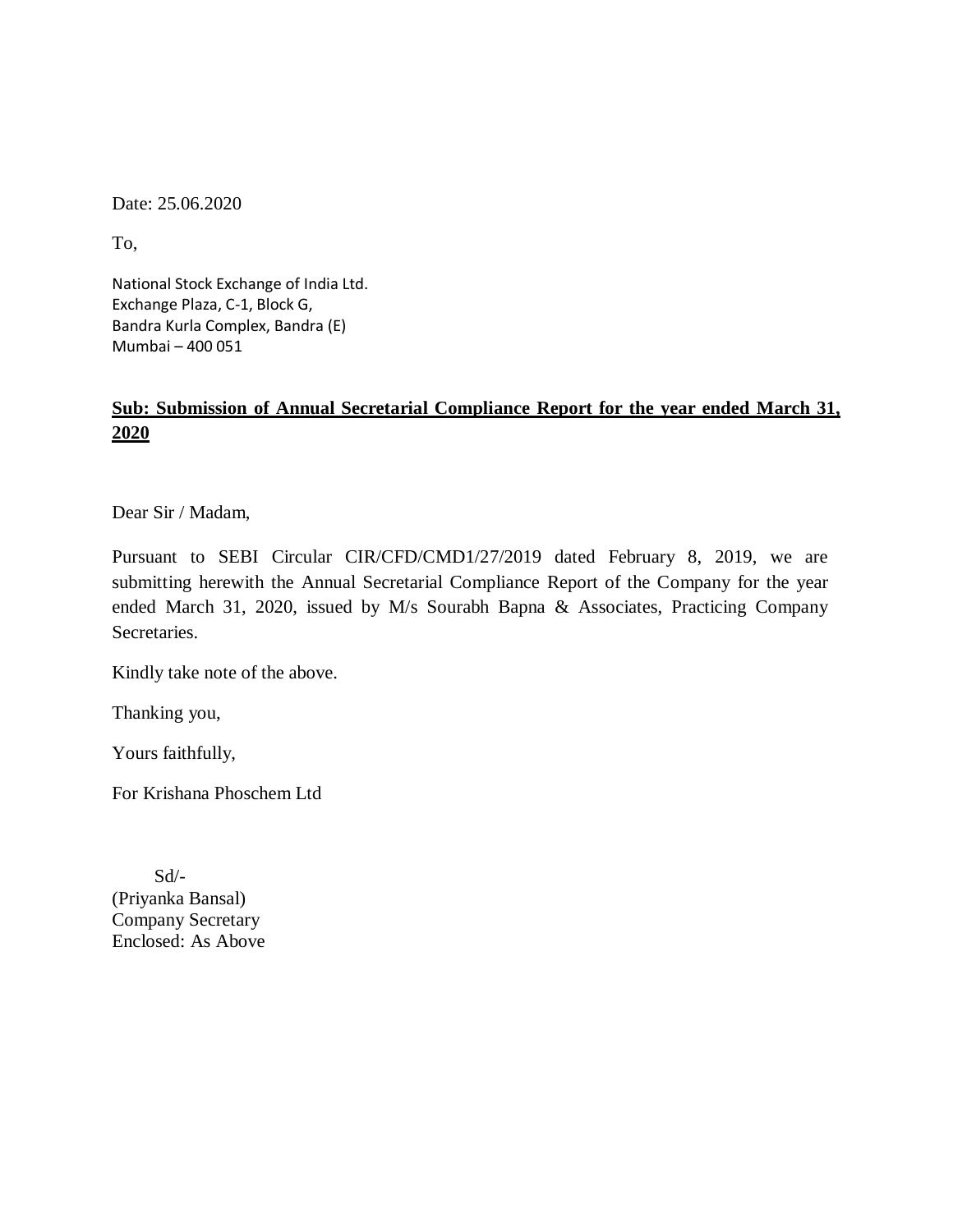Date: 25.06.2020

To,

National Stock Exchange of India Ltd.
Exchange Plaza, C-1, Block G,
Bandra Kurla Complex, Bandra (E)
Mumbai – 400 051

**Sub: Submission of Annual Secretarial Compliance Report for the year ended March 31, 2020**

Dear Sir / Madam,

Pursuant to SEBI Circular CIR/CFD/CMD1/27/2019 dated February 8, 2019, we are submitting herewith the Annual Secretarial Compliance Report of the Company for the year ended March 31, 2020, issued by M/s Sourabh Bapna & Associates, Practicing Company Secretaries.

Kindly take note of the above.

Thanking you,

Yours faithfully,

For Krishana Phoschem Ltd

Sd/-
(Priyanka Bansal)
Company Secretary
Enclosed: As Above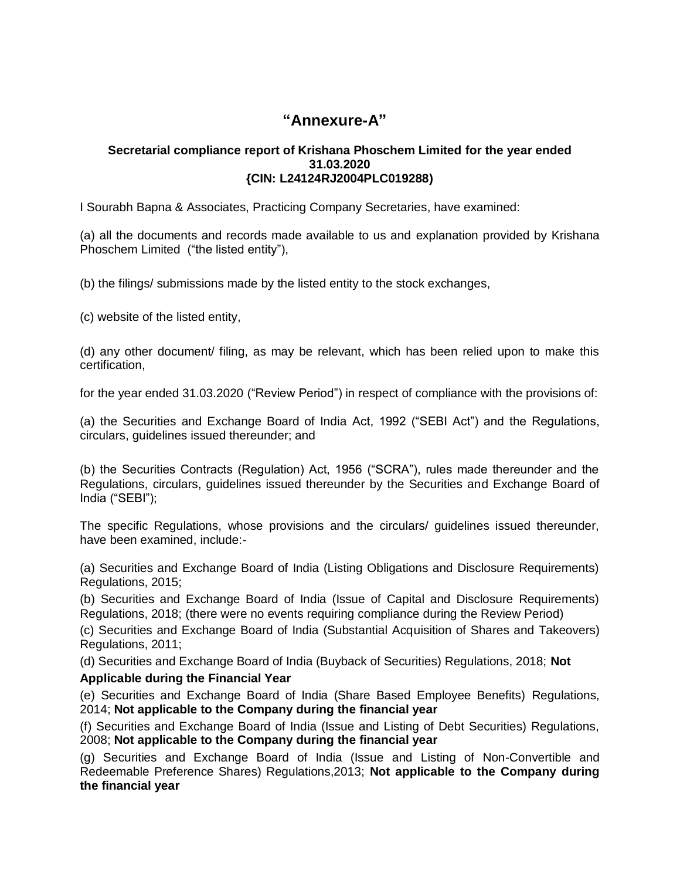# "Annexure-A"

**Secretarial compliance report of Krishana Phoschem Limited for the year ended 31.03.2020**
**{CIN: L24124RJ2004PLC019288)**

I Sourabh Bapna & Associates, Practicing Company Secretaries, have examined:

(a) all the documents and records made available to us and explanation provided by Krishana Phoschem Limited ("the listed entity"),

(b) the filings/ submissions made by the listed entity to the stock exchanges,

(c) website of the listed entity,

(d) any other document/ filing, as may be relevant, which has been relied upon to make this certification,

for the year ended 31.03.2020 ("Review Period") in respect of compliance with the provisions of:

(a) the Securities and Exchange Board of India Act, 1992 ("SEBI Act") and the Regulations, circulars, guidelines issued thereunder; and

(b) the Securities Contracts (Regulation) Act, 1956 ("SCRA"), rules made thereunder and the Regulations, circulars, guidelines issued thereunder by the Securities and Exchange Board of India ("SEBI");

The specific Regulations, whose provisions and the circulars/ guidelines issued thereunder, have been examined, include:-

(a) Securities and Exchange Board of India (Listing Obligations and Disclosure Requirements) Regulations, 2015;

(b) Securities and Exchange Board of India (Issue of Capital and Disclosure Requirements) Regulations, 2018; (there were no events requiring compliance during the Review Period)

(c) Securities and Exchange Board of India (Substantial Acquisition of Shares and Takeovers) Regulations, 2011;

(d) Securities and Exchange Board of India (Buyback of Securities) Regulations, 2018; **Not Applicable during the Financial Year**

(e) Securities and Exchange Board of India (Share Based Employee Benefits) Regulations, 2014; **Not applicable to the Company during the financial year**

(f) Securities and Exchange Board of India (Issue and Listing of Debt Securities) Regulations, 2008; **Not applicable to the Company during the financial year**

(g) Securities and Exchange Board of India (Issue and Listing of Non-Convertible and Redeemable Preference Shares) Regulations,2013; **Not applicable to the Company during the financial year**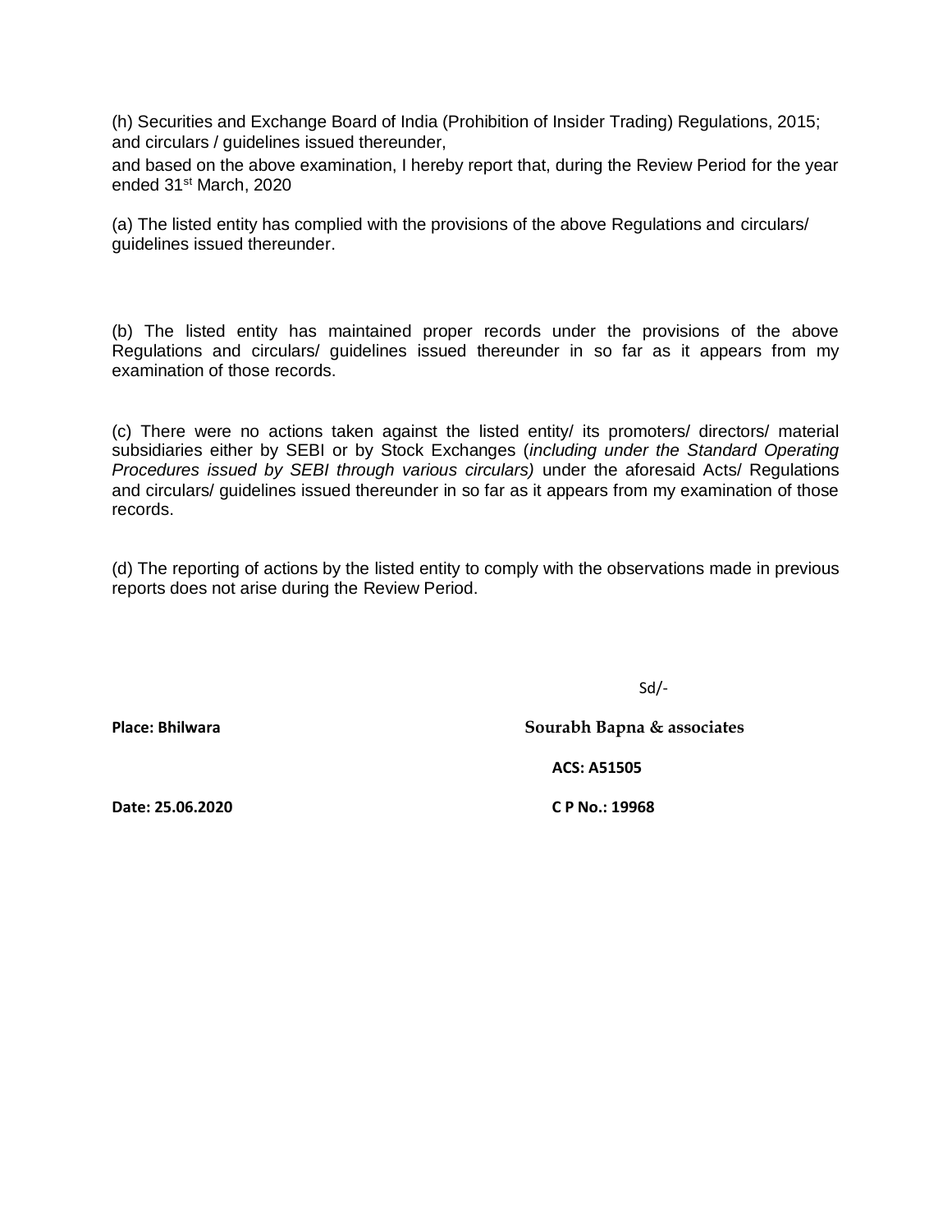(h) Securities and Exchange Board of India (Prohibition of Insider Trading) Regulations, 2015; and circulars / guidelines issued thereunder,

and based on the above examination, I hereby report that, during the Review Period for the year ended 31st March, 2020

(a) The listed entity has complied with the provisions of the above Regulations and circulars/ guidelines issued thereunder.

(b) The listed entity has maintained proper records under the provisions of the above Regulations and circulars/ guidelines issued thereunder in so far as it appears from my examination of those records.

(c) There were no actions taken against the listed entity/ its promoters/ directors/ material subsidiaries either by SEBI or by Stock Exchanges (*including under the Standard Operating Procedures issued by SEBI through various circulars)* under the aforesaid Acts/ Regulations and circulars/ guidelines issued thereunder in so far as it appears from my examination of those records.

(d) The reporting of actions by the listed entity to comply with the observations made in previous reports does not arise during the Review Period.

Sd/-

**Place: Bhilwara**

**Sourabh Bapna & associates**

**ACS: A51505**

**Date: 25.06.2020**

**C P No.: 19968**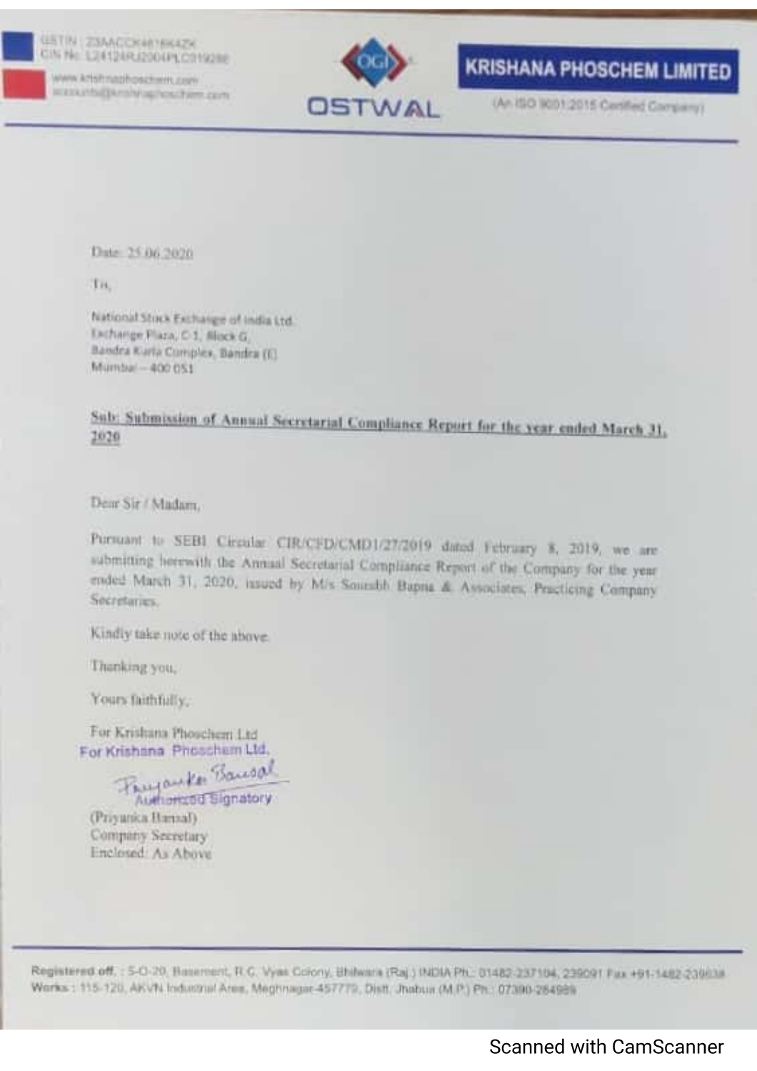GSTIN : 23AACCK4616K4ZK
CIN No: L24124RJ2004PLC019288

www.krishnaphoschem.com
accounts@krishnaphoschem.com

OSTWAL

**KRISHANA PHOSCHEM LIMITED**

(An ISO 9001:2015 Certified Company)

Date: 25.06.2020

To,

National Stock Exchange of India Ltd.
Exchange Plaza, C-1, Block G,
Bandra Kurla Complex, Bandra (E)
Mumbai – 400 051

**Sub: Submission of Annual Secretarial Compliance Report for the year ended March 31, 2020**

Dear Sir / Madam,

Pursuant to SEBI Circular CIR/CFD/CMD1/27/2019 dated February 8, 2019, we are submitting herewith the Annual Secretarial Compliance Report of the Company for the year ended March 31, 2020, issued by M/s Sourabh Bapna & Associates, Practicing Company Secretaries.

Kindly take note of the above.

Thanking you,

Yours faithfully,

For Krishana Phoschem Ltd

For Krishana Phoschem Ltd.

Authorized Signatory

(Priyanka Bansal)
Company Secretary
Enclosed: As Above

Registered off. : S-O-20, Basement, R.C. Vyas Colony, Bhilwara (Raj.) INDIA Ph.: 01482-237104, 239091 Fax +91-1482-239038
Works : 115-120, AKVN Industrial Area, Meghnagar-457779, Distt. Jhabua (M.P.) Ph.: 07390-284989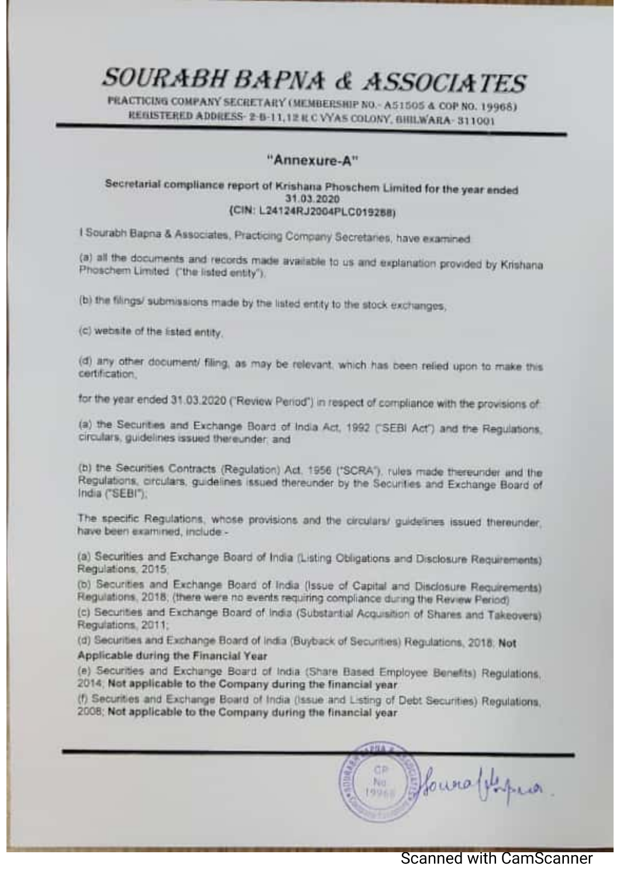# SOURABH BAPNA & ASSOCIATES

PRACTICING COMPANY SECRETARY (MEMBERSHIP NO.- A51505 & COP NO. 19968)
REGISTERED ADDRESS- 2-B-11,12 R C VYAS COLONY, BHILWARA- 311001

## "Annexure-A"

**Secretarial compliance report of Krishana Phoschem Limited for the year ended 31.03.2020**
**(CIN: L24124RJ2004PLC019288)**

I Sourabh Bapna & Associates, Practicing Company Secretaries, have examined

(a) all the documents and records made available to us and explanation provided by Krishana Phoschem Limited ("the listed entity"),

(b) the filings/ submissions made by the listed entity to the stock exchanges,

(c) website of the listed entity,

(d) any other document/ filing, as may be relevant, which has been relied upon to make this certification,

for the year ended 31.03.2020 ("Review Period") in respect of compliance with the provisions of:

(a) the Securities and Exchange Board of India Act, 1992 ("SEBI Act") and the Regulations, circulars, guidelines issued thereunder; and

(b) the Securities Contracts (Regulation) Act, 1956 ("SCRA"), rules made thereunder and the Regulations, circulars, guidelines issued thereunder by the Securities and Exchange Board of India ("SEBI");

The specific Regulations, whose provisions and the circulars/ guidelines issued thereunder, have been examined, include:-

(a) Securities and Exchange Board of India (Listing Obligations and Disclosure Requirements) Regulations, 2015;

(b) Securities and Exchange Board of India (Issue of Capital and Disclosure Requirements) Regulations, 2018; (there were no events requiring compliance during the Review Period)

(c) Securities and Exchange Board of India (Substantial Acquisition of Shares and Takeovers) Regulations, 2011;

(d) Securities and Exchange Board of India (Buyback of Securities) Regulations, 2018; **Not Applicable during the Financial Year**

(e) Securities and Exchange Board of India (Share Based Employee Benefits) Regulations, 2014; **Not applicable to the Company during the financial year**

(f) Securities and Exchange Board of India (Issue and Listing of Debt Securities) Regulations, 2008; **Not applicable to the Company during the financial year**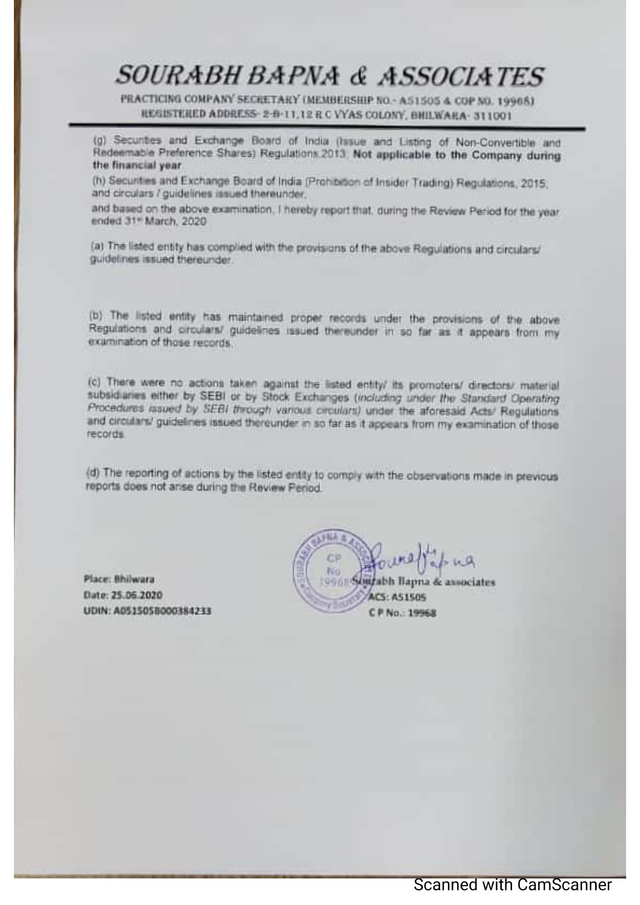# SOURABH BAPNA & ASSOCIATES

PRACTICING COMPANY SECRETARY (MEMBERSHIP NO.- A51505 & COP NO. 19968)
REGISTERED ADDRESS- 2-B-11,12 R C VYAS COLONY, BHILWARA- 311001

(g) Securities and Exchange Board of India (Issue and Listing of Non-Convertible and Redeemable Preference Shares) Regulations,2013: **Not applicable to the Company during the financial year**

(h) Securities and Exchange Board of India (Prohibition of Insider Trading) Regulations, 2015, and circulars / guidelines issued thereunder,

and based on the above examination, I hereby report that, during the Review Period for the year ended 31st March, 2020

(a) The listed entity has complied with the provisions of the above Regulations and circulars/ guidelines issued thereunder.

(b) The listed entity has maintained proper records under the provisions of the above Regulations and circulars/ guidelines issued thereunder in so far as it appears from my examination of those records.

(c) There were no actions taken against the listed entity/ its promoters/ directors/ material subsidiaries either by SEBI or by Stock Exchanges (*including under the Standard Operating Procedures issued by SEBI through various circulars*) under the aforesaid Acts/ Regulations and circulars/ guidelines issued thereunder in so far as it appears from my examination of those records.

(d) The reporting of actions by the listed entity to comply with the observations made in previous reports does not arise during the Review Period.

**Place: Bhilwara**
**Date: 25.06.2020**
**UDIN: A051505B000384233**

Sourabh Bapna & associates
**ACS: A51505**
**C P No.: 19968**